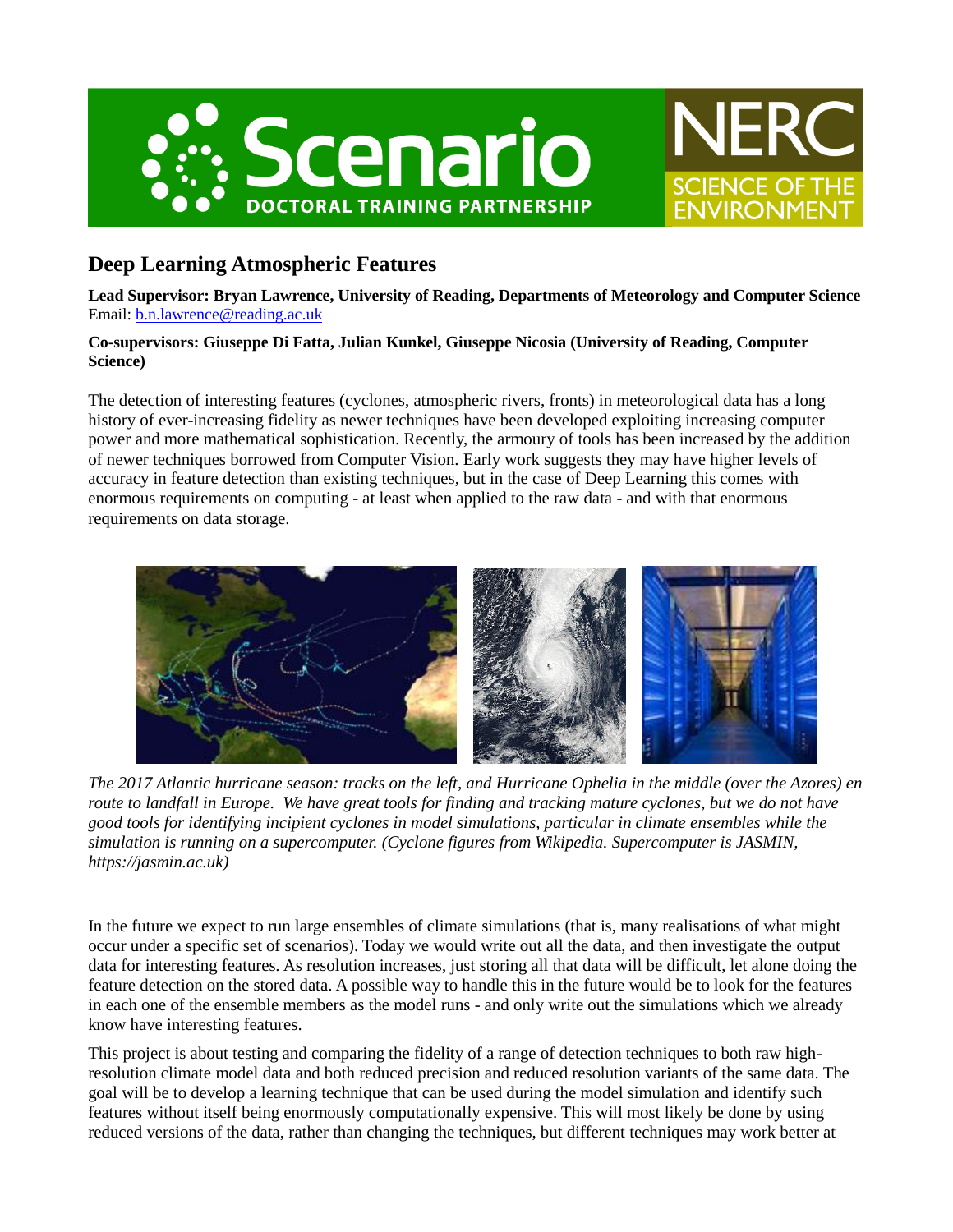# Deep Learning Atmospheric Features

**Lead Supervisor: Bryan Lawrence, University of Reading, Departments of Meteorology and Computer Science**
Email: b.n.lawrence@reading.ac.uk

**Co-supervisors: Giuseppe Di Fatta, Julian Kunkel, Giuseppe Nicosia (University of Reading, Computer Science)**

The detection of interesting features (cyclones, atmospheric rivers, fronts) in meteorological data has a long history of ever-increasing fidelity as newer techniques have been developed exploiting increasing computer power and more mathematical sophistication. Recently, the armoury of tools has been increased by the addition of newer techniques borrowed from Computer Vision. Early work suggests they may have higher levels of accuracy in feature detection than existing techniques, but in the case of Deep Learning this comes with enormous requirements on computing - at least when applied to the raw data - and with that enormous requirements on data storage.

*The 2017 Atlantic hurricane season: tracks on the left, and Hurricane Ophelia in the middle (over the Azores) en route to landfall in Europe. We have great tools for finding and tracking mature cyclones, but we do not have good tools for identifying incipient cyclones in model simulations, particular in climate ensembles while the simulation is running on a supercomputer. (Cyclone figures from Wikipedia. Supercomputer is JASMIN, https://jasmin.ac.uk)*

In the future we expect to run large ensembles of climate simulations (that is, many realisations of what might occur under a specific set of scenarios). Today we would write out all the data, and then investigate the output data for interesting features. As resolution increases, just storing all that data will be difficult, let alone doing the feature detection on the stored data. A possible way to handle this in the future would be to look for the features in each one of the ensemble members as the model runs - and only write out the simulations which we already know have interesting features.

This project is about testing and comparing the fidelity of a range of detection techniques to both raw high-resolution climate model data and both reduced precision and reduced resolution variants of the same data. The goal will be to develop a learning technique that can be used during the model simulation and identify such features without itself being enormously computationally expensive. This will most likely be done by using reduced versions of the data, rather than changing the techniques, but different techniques may work better at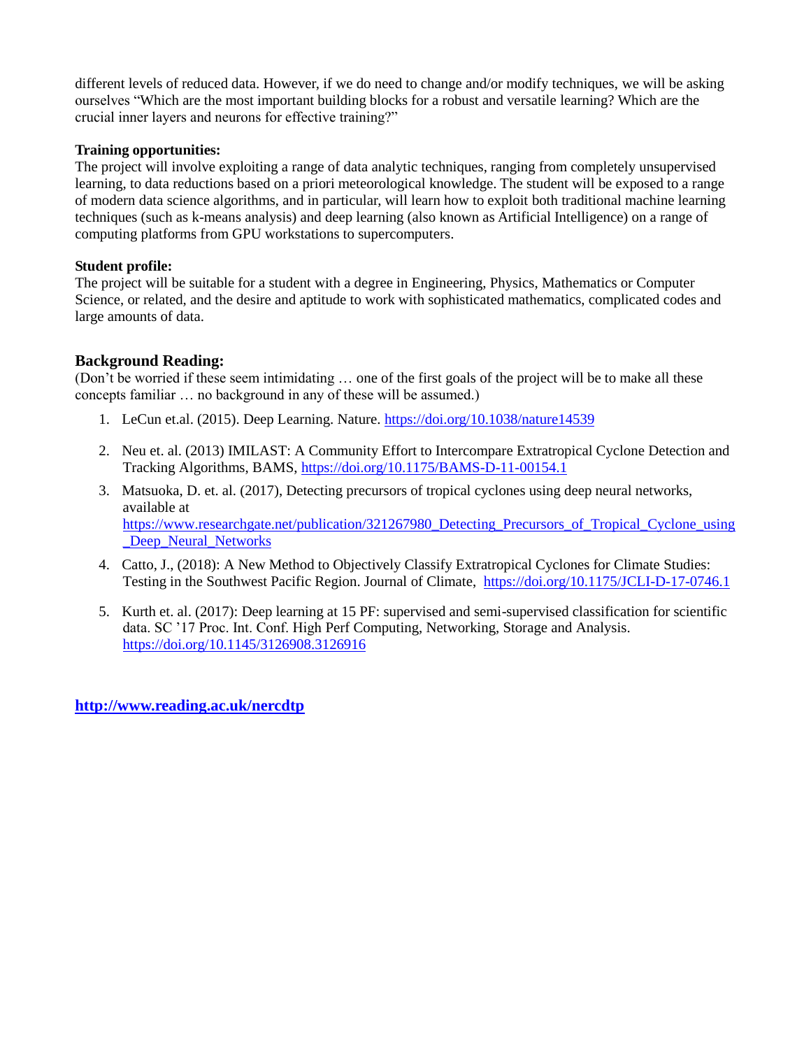different levels of reduced data. However, if we do need to change and/or modify techniques, we will be asking ourselves "Which are the most important building blocks for a robust and versatile learning? Which are the crucial inner layers and neurons for effective training?"

**Training opportunities:**
The project will involve exploiting a range of data analytic techniques, ranging from completely unsupervised learning, to data reductions based on a priori meteorological knowledge. The student will be exposed to a range of modern data science algorithms, and in particular, will learn how to exploit both traditional machine learning techniques (such as k-means analysis) and deep learning (also known as Artificial Intelligence) on a range of computing platforms from GPU workstations to supercomputers.

**Student profile:**
The project will be suitable for a student with a degree in Engineering, Physics, Mathematics or Computer Science, or related, and the desire and aptitude to work with sophisticated mathematics, complicated codes and large amounts of data.

## Background Reading:

(Don't be worried if these seem intimidating … one of the first goals of the project will be to make all these concepts familiar … no background in any of these will be assumed.)

1. LeCun et.al. (2015). Deep Learning. Nature. https://doi.org/10.1038/nature14539
2. Neu et. al. (2013) IMILAST: A Community Effort to Intercompare Extratropical Cyclone Detection and Tracking Algorithms, BAMS, https://doi.org/10.1175/BAMS-D-11-00154.1
3. Matsuoka, D. et. al. (2017), Detecting precursors of tropical cyclones using deep neural networks, available at https://www.researchgate.net/publication/321267980_Detecting_Precursors_of_Tropical_Cyclone_using_Deep_Neural_Networks
4. Catto, J., (2018): A New Method to Objectively Classify Extratropical Cyclones for Climate Studies: Testing in the Southwest Pacific Region. Journal of Climate, https://doi.org/10.1175/JCLI-D-17-0746.1
5. Kurth et. al. (2017): Deep learning at 15 PF: supervised and semi-supervised classification for scientific data. SC '17 Proc. Int. Conf. High Perf Computing, Networking, Storage and Analysis. https://doi.org/10.1145/3126908.3126916

**http://www.reading.ac.uk/nercdtp**